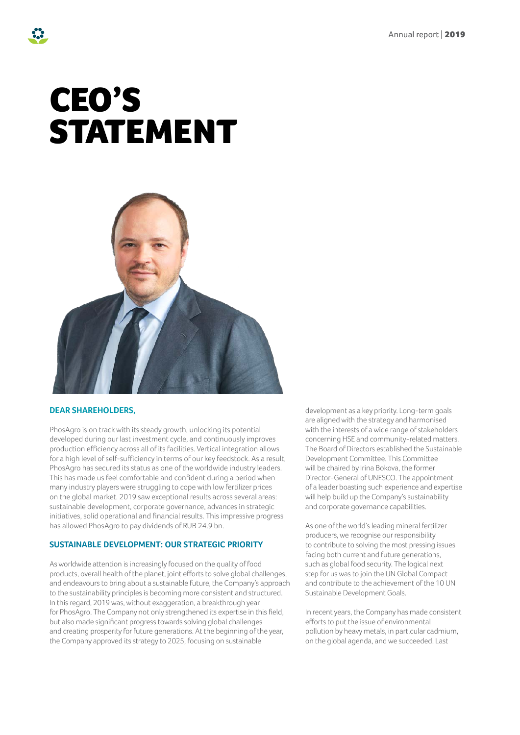# CEO'S STATEMENT

**DEAR SHAREHOLDERS,**

PhosAgro is on track with its steady growth, unlocking its potential developed during our last investment cycle, and continuously improves production efficiency across all of its facilities. Vertical integration allows for a high level of self-sufficiency in terms of our key feedstock. As a result, PhosAgro has secured its status as one of the worldwide industry leaders. This has made us feel comfortable and confident during a period when many industry players were struggling to cope with low fertilizer prices on the global market. 2019 saw exceptional results across several areas: sustainable development, corporate governance, advances in strategic initiatives, solid operational and financial results. This impressive progress has allowed PhosAgro to pay dividends of RUB 24.9 bn.

## SUSTAINABLE DEVELOPMENT: OUR STRATEGIC PRIORITY

As worldwide attention is increasingly focused on the quality of food products, overall health of the planet, joint efforts to solve global challenges, and endeavours to bring about a sustainable future, the Company's approach to the sustainability principles is becoming more consistent and structured. In this regard, 2019 was, without exaggeration, a breakthrough year for PhosAgro. The Company not only strengthened its expertise in this field, but also made significant progress towards solving global challenges and creating prosperity for future generations. At the beginning of the year, the Company approved its strategy to 2025, focusing on sustainable development as a key priority. Long-term goals are aligned with the strategy and harmonised with the interests of a wide range of stakeholders concerning HSE and community-related matters. The Board of Directors established the Sustainable Development Committee. This Committee will be chaired by Irina Bokova, the former Director-General of UNESCO. The appointment of a leader boasting such experience and expertise will help build up the Company's sustainability and corporate governance capabilities.

As one of the world's leading mineral fertilizer producers, we recognise our responsibility to contribute to solving the most pressing issues facing both current and future generations, such as global food security. The logical next step for us was to join the UN Global Compact and contribute to the achievement of the 10 UN Sustainable Development Goals.

In recent years, the Company has made consistent efforts to put the issue of environmental pollution by heavy metals, in particular cadmium, on the global agenda, and we succeeded. Last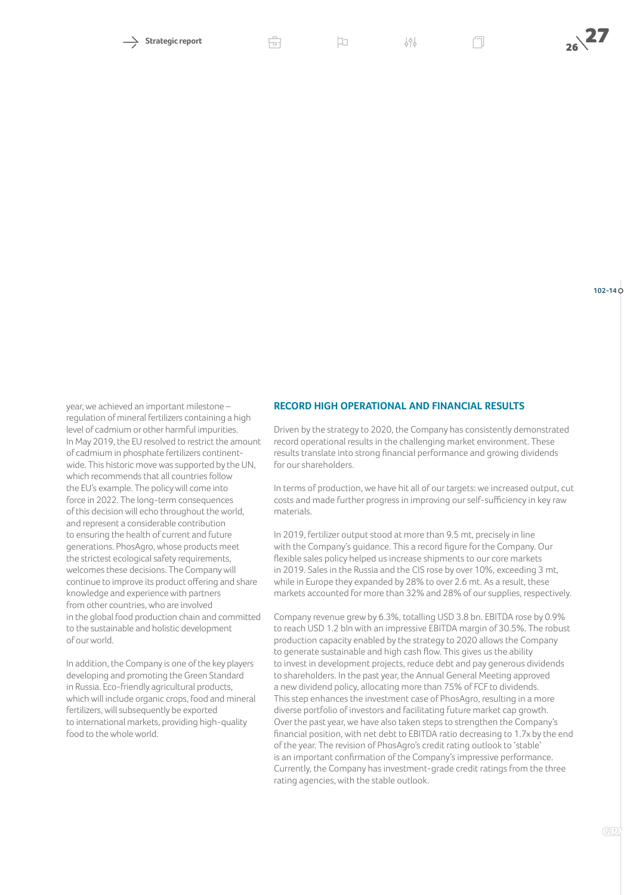year, we achieved an important milestone – regulation of mineral fertilizers containing a high level of cadmium or other harmful impurities. In May 2019, the EU resolved to restrict the amount of cadmium in phosphate fertilizers continent-wide. This historic move was supported by the UN, which recommends that all countries follow the EU's example. The policy will come into force in 2022. The long-term consequences of this decision will echo throughout the world, and represent a considerable contribution to ensuring the health of current and future generations. PhosAgro, whose products meet the strictest ecological safety requirements, welcomes these decisions. The Company will continue to improve its product offering and share knowledge and experience with partners from other countries, who are involved in the global food production chain and committed to the sustainable and holistic development of our world.

In addition, the Company is one of the key players developing and promoting the Green Standard in Russia. Eco-friendly agricultural products, which will include organic crops, food and mineral fertilizers, will subsequently be exported to international markets, providing high-quality food to the whole world.

## RECORD HIGH OPERATIONAL AND FINANCIAL RESULTS

Driven by the strategy to 2020, the Company has consistently demonstrated record operational results in the challenging market environment. These results translate into strong financial performance and growing dividends for our shareholders.

In terms of production, we have hit all of our targets: we increased output, cut costs and made further progress in improving our self-sufficiency in key raw materials.

In 2019, fertilizer output stood at more than 9.5 mt, precisely in line with the Company's guidance. This a record figure for the Company. Our flexible sales policy helped us increase shipments to our core markets in 2019. Sales in the Russia and the CIS rose by over 10%, exceeding 3 mt, while in Europe they expanded by 28% to over 2.6 mt. As a result, these markets accounted for more than 32% and 28% of our supplies, respectively.

Company revenue grew by 6.3%, totalling USD 3.8 bn. EBITDA rose by 0.9% to reach USD 1.2 bln with an impressive EBITDA margin of 30.5%. The robust production capacity enabled by the strategy to 2020 allows the Company to generate sustainable and high cash flow. This gives us the ability to invest in development projects, reduce debt and pay generous dividends to shareholders. In the past year, the Annual General Meeting approved a new dividend policy, allocating more than 75% of FCF to dividends. This step enhances the investment case of PhosAgro, resulting in a more diverse portfolio of investors and facilitating future market cap growth. Over the past year, we have also taken steps to strengthen the Company's financial position, with net debt to EBITDA ratio decreasing to 1.7x by the end of the year. The revision of PhosAgro's credit rating outlook to 'stable' is an important confirmation of the Company's impressive performance. Currently, the Company has investment-grade credit ratings from the three rating agencies, with the stable outlook.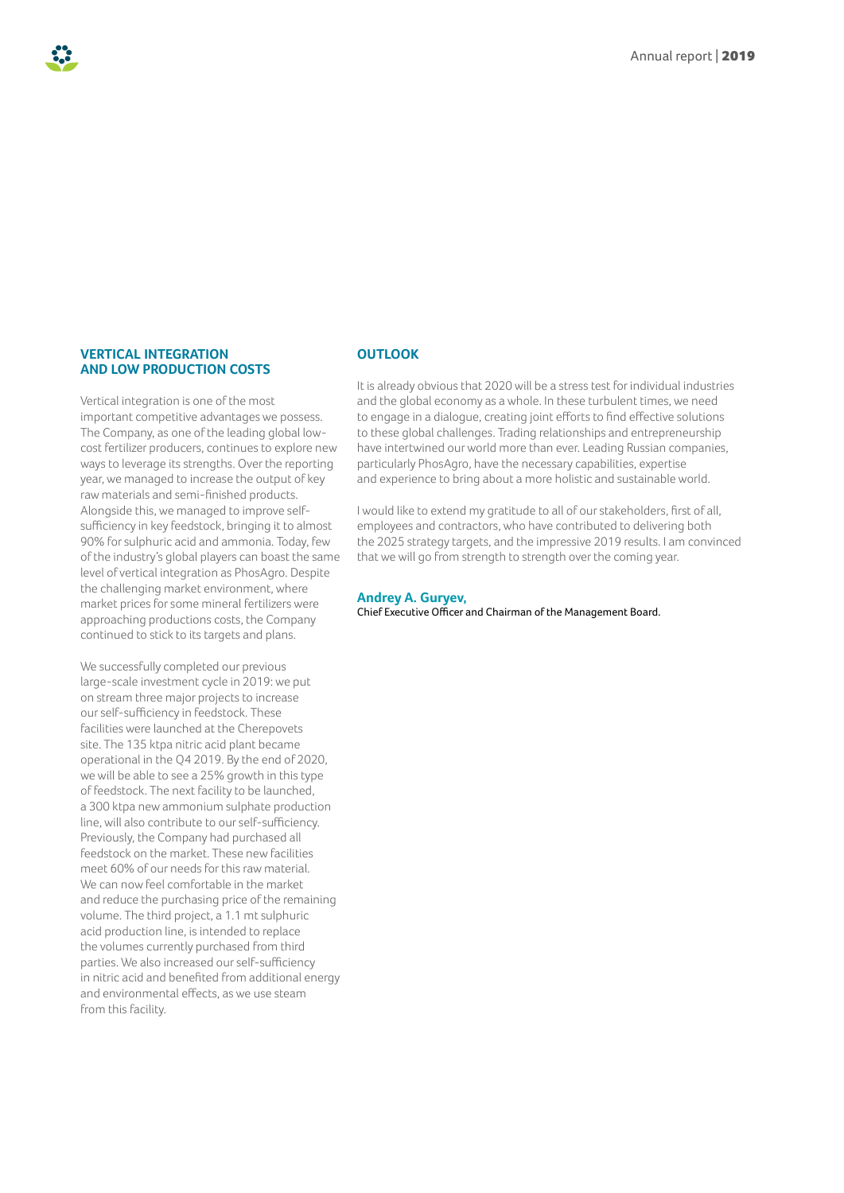## VERTICAL INTEGRATION AND LOW PRODUCTION COSTS

Vertical integration is one of the most important competitive advantages we possess. The Company, as one of the leading global low-cost fertilizer producers, continues to explore new ways to leverage its strengths. Over the reporting year, we managed to increase the output of key raw materials and semi-finished products. Alongside this, we managed to improve self-sufficiency in key feedstock, bringing it to almost 90% for sulphuric acid and ammonia. Today, few of the industry's global players can boast the same level of vertical integration as PhosAgro. Despite the challenging market environment, where market prices for some mineral fertilizers were approaching productions costs, the Company continued to stick to its targets and plans.

We successfully completed our previous large-scale investment cycle in 2019: we put on stream three major projects to increase our self-sufficiency in feedstock. These facilities were launched at the Cherepovets site. The 135 ktpa nitric acid plant became operational in the Q4 2019. By the end of 2020, we will be able to see a 25% growth in this type of feedstock. The next facility to be launched, a 300 ktpa new ammonium sulphate production line, will also contribute to our self-sufficiency. Previously, the Company had purchased all feedstock on the market. These new facilities meet 60% of our needs for this raw material. We can now feel comfortable in the market and reduce the purchasing price of the remaining volume. The third project, a 1.1 mt sulphuric acid production line, is intended to replace the volumes currently purchased from third parties. We also increased our self-sufficiency in nitric acid and benefited from additional energy and environmental effects, as we use steam from this facility.

## OUTLOOK

It is already obvious that 2020 will be a stress test for individual industries and the global economy as a whole. In these turbulent times, we need to engage in a dialogue, creating joint efforts to find effective solutions to these global challenges. Trading relationships and entrepreneurship have intertwined our world more than ever. Leading Russian companies, particularly PhosAgro, have the necessary capabilities, expertise and experience to bring about a more holistic and sustainable world.

I would like to extend my gratitude to all of our stakeholders, first of all, employees and contractors, who have contributed to delivering both the 2025 strategy targets, and the impressive 2019 results. I am convinced that we will go from strength to strength over the coming year.

**Andrey A. Guryev,**
Chief Executive Officer and Chairman of the Management Board.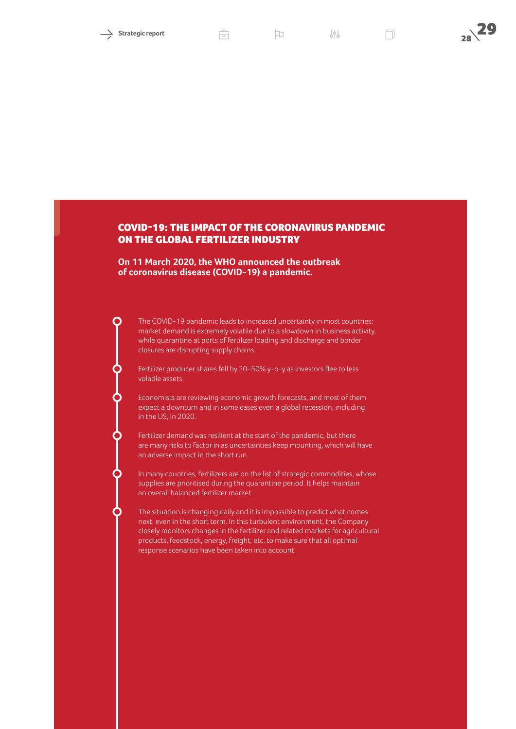## COVID-19: THE IMPACT OF THE CORONAVIRUS PANDEMIC ON THE GLOBAL FERTILIZER INDUSTRY

**On 11 March 2020, the WHO announced the outbreak of coronavirus disease (COVID-19) a pandemic.**

- The COVID-19 pandemic leads to increased uncertainty in most countries: market demand is extremely volatile due to a slowdown in business activity, while quarantine at ports of fertilizer loading and discharge and border closures are disrupting supply chains.
- Fertilizer producer shares fell by 20–50% y-o-y as investors flee to less volatile assets.
- Economists are reviewing economic growth forecasts, and most of them expect a downturn and in some cases even a global recession, including in the US, in 2020.
- Fertilizer demand was resilient at the start of the pandemic, but there are many risks to factor in as uncertainties keep mounting, which will have an adverse impact in the short run.
- In many countries, fertilizers are on the list of strategic commodities, whose supplies are prioritised during the quarantine period. It helps maintain an overall balanced fertilizer market.
- The situation is changing daily and it is impossible to predict what comes next, even in the short term. In this turbulent environment, the Company closely monitors changes in the fertilizer and related markets for agricultural products, feedstock, energy, freight, etc. to make sure that all optimal response scenarios have been taken into account.